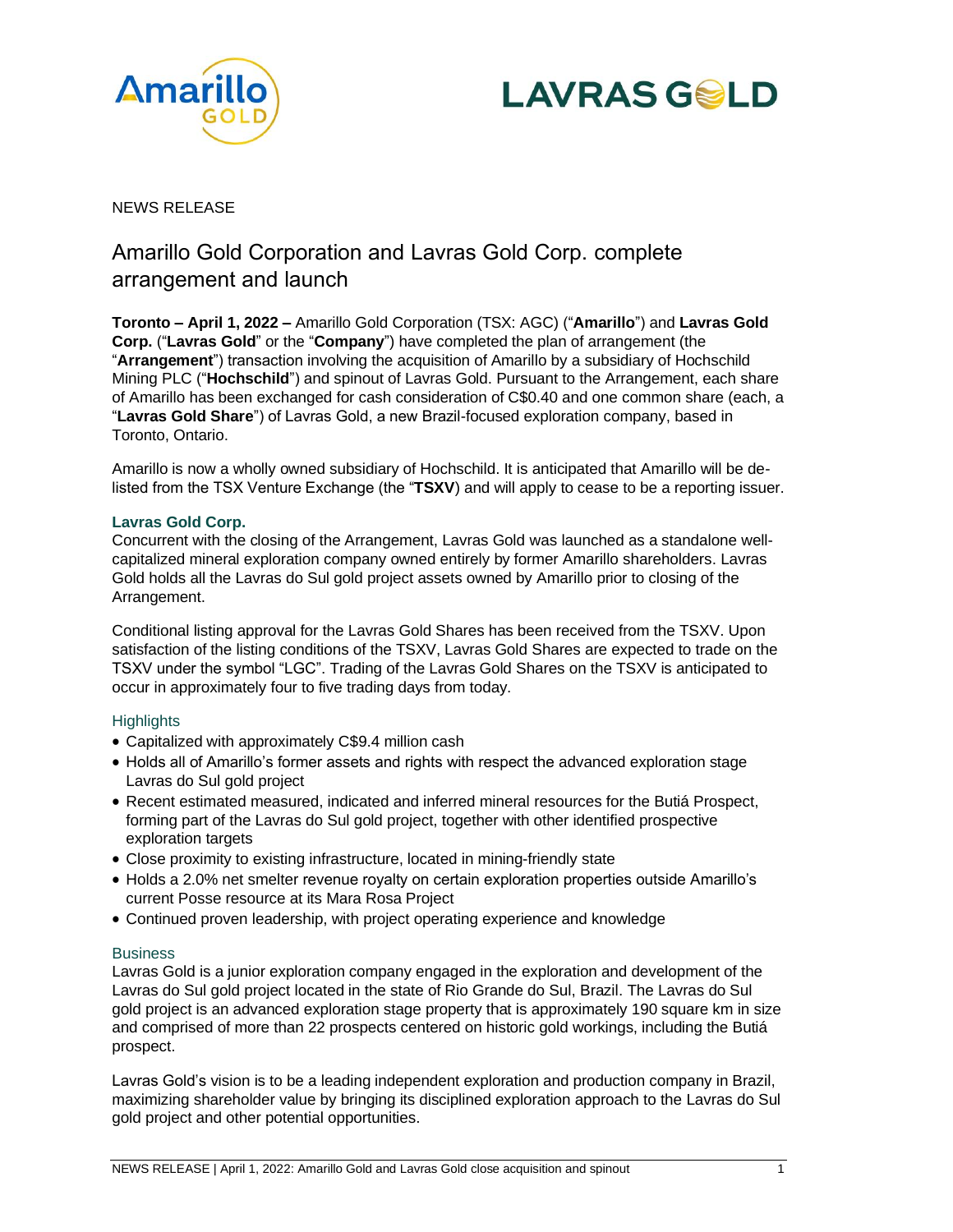NEWS RELEASE

# Amarillo Gold Corporation and Lavras Gold Corp. complete arrangement and launch

**Toronto – April 1, 2022 –** Amarillo Gold Corporation (TSX: AGC) ("**Amarillo**") and **Lavras Gold Corp.** ("**Lavras Gold**" or the "**Company**") have completed the plan of arrangement (the "**Arrangement**") transaction involving the acquisition of Amarillo by a subsidiary of Hochschild Mining PLC ("**Hochschild**") and spinout of Lavras Gold. Pursuant to the Arrangement, each share of Amarillo has been exchanged for cash consideration of C$0.40 and one common share (each, a "**Lavras Gold Share**") of Lavras Gold, a new Brazil-focused exploration company, based in Toronto, Ontario.

Amarillo is now a wholly owned subsidiary of Hochschild. It is anticipated that Amarillo will be de-listed from the TSX Venture Exchange (the "**TSXV**) and will apply to cease to be a reporting issuer.

## Lavras Gold Corp.

Concurrent with the closing of the Arrangement, Lavras Gold was launched as a standalone well-capitalized mineral exploration company owned entirely by former Amarillo shareholders. Lavras Gold holds all the Lavras do Sul gold project assets owned by Amarillo prior to closing of the Arrangement.

Conditional listing approval for the Lavras Gold Shares has been received from the TSXV. Upon satisfaction of the listing conditions of the TSXV, Lavras Gold Shares are expected to trade on the TSXV under the symbol "LGC". Trading of the Lavras Gold Shares on the TSXV is anticipated to occur in approximately four to five trading days from today.

### Highlights

- Capitalized with approximately C$9.4 million cash
- Holds all of Amarillo's former assets and rights with respect the advanced exploration stage Lavras do Sul gold project
- Recent estimated measured, indicated and inferred mineral resources for the Butiá Prospect, forming part of the Lavras do Sul gold project, together with other identified prospective exploration targets
- Close proximity to existing infrastructure, located in mining-friendly state
- Holds a 2.0% net smelter revenue royalty on certain exploration properties outside Amarillo's current Posse resource at its Mara Rosa Project
- Continued proven leadership, with project operating experience and knowledge

### Business

Lavras Gold is a junior exploration company engaged in the exploration and development of the Lavras do Sul gold project located in the state of Rio Grande do Sul, Brazil. The Lavras do Sul gold project is an advanced exploration stage property that is approximately 190 square km in size and comprised of more than 22 prospects centered on historic gold workings, including the Butiá prospect.

Lavras Gold's vision is to be a leading independent exploration and production company in Brazil, maximizing shareholder value by bringing its disciplined exploration approach to the Lavras do Sul gold project and other potential opportunities.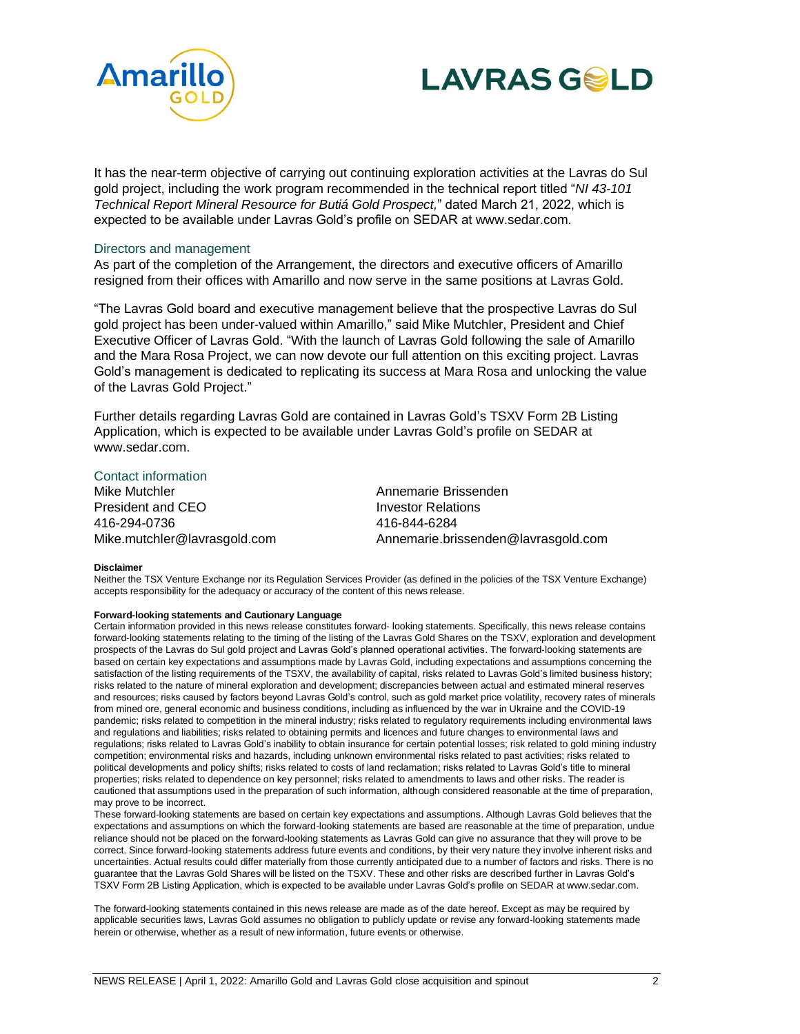It has the near-term objective of carrying out continuing exploration activities at the Lavras do Sul gold project, including the work program recommended in the technical report titled "*NI 43-101 Technical Report Mineral Resource for Butiá Gold Prospect,*" dated March 21, 2022, which is expected to be available under Lavras Gold's profile on SEDAR at www.sedar.com.

## Directors and management

As part of the completion of the Arrangement, the directors and executive officers of Amarillo resigned from their offices with Amarillo and now serve in the same positions at Lavras Gold.

"The Lavras Gold board and executive management believe that the prospective Lavras do Sul gold project has been under-valued within Amarillo," said Mike Mutchler, President and Chief Executive Officer of Lavras Gold. "With the launch of Lavras Gold following the sale of Amarillo and the Mara Rosa Project, we can now devote our full attention on this exciting project. Lavras Gold's management is dedicated to replicating its success at Mara Rosa and unlocking the value of the Lavras Gold Project."

Further details regarding Lavras Gold are contained in Lavras Gold's TSXV Form 2B Listing Application, which is expected to be available under Lavras Gold's profile on SEDAR at www.sedar.com.

## Contact information

Mike Mutchler
President and CEO
416-294-0736
Mike.mutchler@lavrasgold.com

Annemarie Brissenden
Investor Relations
416-844-6284
Annemarie.brissenden@lavrasgold.com

**Disclaimer**

Neither the TSX Venture Exchange nor its Regulation Services Provider (as defined in the policies of the TSX Venture Exchange) accepts responsibility for the adequacy or accuracy of the content of this news release.

**Forward-looking statements and Cautionary Language**

Certain information provided in this news release constitutes forward- looking statements. Specifically, this news release contains forward-looking statements relating to the timing of the listing of the Lavras Gold Shares on the TSXV, exploration and development prospects of the Lavras do Sul gold project and Lavras Gold's planned operational activities. The forward-looking statements are based on certain key expectations and assumptions made by Lavras Gold, including expectations and assumptions concerning the satisfaction of the listing requirements of the TSXV, the availability of capital, risks related to Lavras Gold's limited business history; risks related to the nature of mineral exploration and development; discrepancies between actual and estimated mineral reserves and resources; risks caused by factors beyond Lavras Gold's control, such as gold market price volatility, recovery rates of minerals from mined ore, general economic and business conditions, including as influenced by the war in Ukraine and the COVID-19 pandemic; risks related to competition in the mineral industry; risks related to regulatory requirements including environmental laws and regulations and liabilities; risks related to obtaining permits and licences and future changes to environmental laws and regulations; risks related to Lavras Gold's inability to obtain insurance for certain potential losses; risk related to gold mining industry competition; environmental risks and hazards, including unknown environmental risks related to past activities; risks related to political developments and policy shifts; risks related to costs of land reclamation; risks related to Lavras Gold's title to mineral properties; risks related to dependence on key personnel; risks related to amendments to laws and other risks. The reader is cautioned that assumptions used in the preparation of such information, although considered reasonable at the time of preparation, may prove to be incorrect.

These forward-looking statements are based on certain key expectations and assumptions. Although Lavras Gold believes that the expectations and assumptions on which the forward-looking statements are based are reasonable at the time of preparation, undue reliance should not be placed on the forward-looking statements as Lavras Gold can give no assurance that they will prove to be correct. Since forward-looking statements address future events and conditions, by their very nature they involve inherent risks and uncertainties. Actual results could differ materially from those currently anticipated due to a number of factors and risks. There is no guarantee that the Lavras Gold Shares will be listed on the TSXV. These and other risks are described further in Lavras Gold's TSXV Form 2B Listing Application, which is expected to be available under Lavras Gold's profile on SEDAR at www.sedar.com.

The forward-looking statements contained in this news release are made as of the date hereof. Except as may be required by applicable securities laws, Lavras Gold assumes no obligation to publicly update or revise any forward-looking statements made herein or otherwise, whether as a result of new information, future events or otherwise.